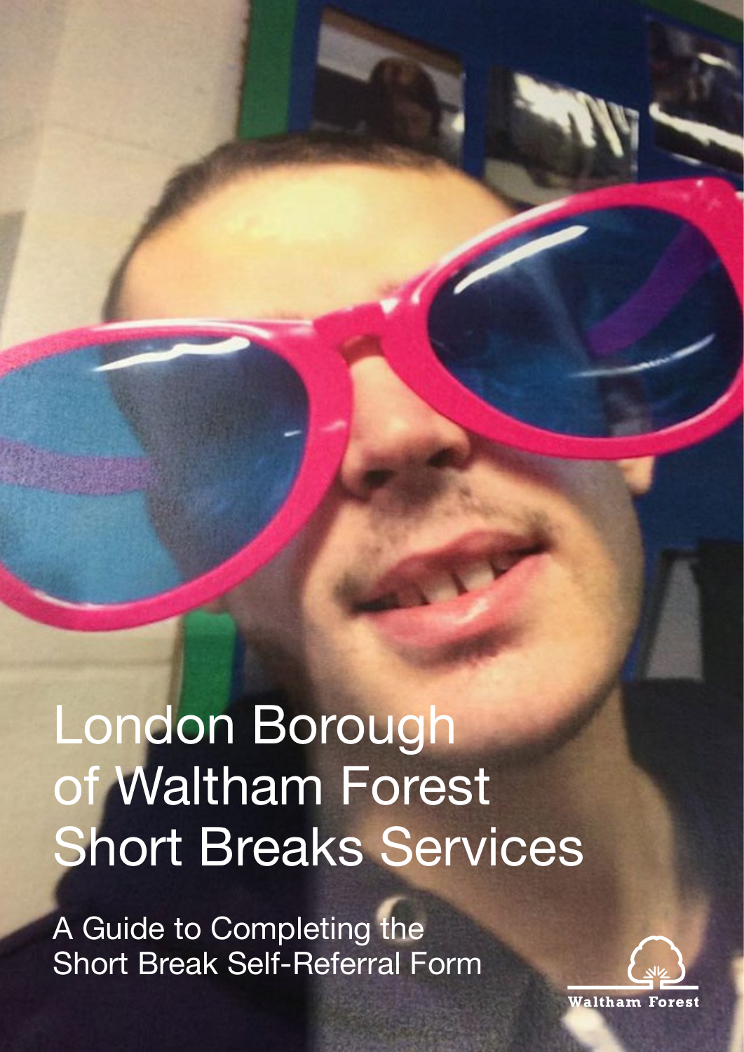# London Borough of Waltham Forest Short Breaks Services

## A Guide to Completing the Short Break Self-Referral Form

Waltham Forest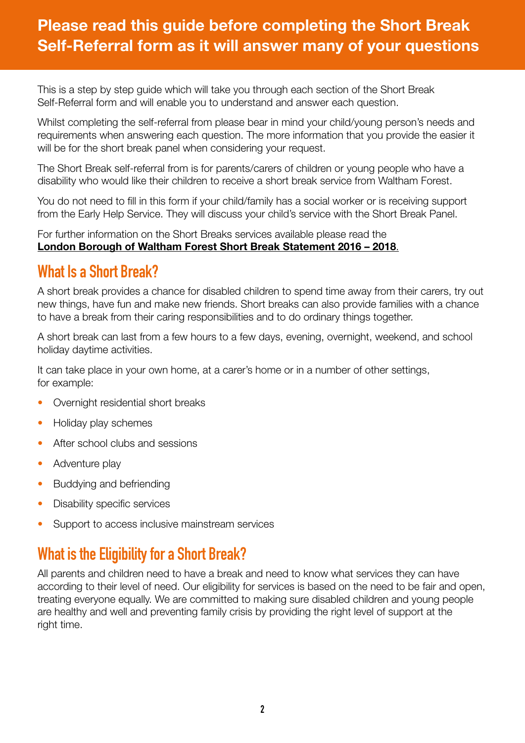# Please read this guide before completing the Short Break Self-Referral form as it will answer many of your questions

This is a step by step guide which will take you through each section of the Short Break Self-Referral form and will enable you to understand and answer each question.

Whilst completing the self-referral from please bear in mind your child/young person's needs and requirements when answering each question. The more information that you provide the easier it will be for the short break panel when considering your request.

The Short Break self-referral from is for parents/carers of children or young people who have a disability who would like their children to receive a short break service from Waltham Forest.

You do not need to fill in this form if your child/family has a social worker or is receiving support from the Early Help Service. They will discuss your child's service with the Short Break Panel.

For further information on the Short Breaks services available please read the **London Borough of Waltham Forest Short Break Statement 2016 – 2018**.

## What Is a Short Break?

A short break provides a chance for disabled children to spend time away from their carers, try out new things, have fun and make new friends. Short breaks can also provide families with a chance to have a break from their caring responsibilities and to do ordinary things together.

A short break can last from a few hours to a few days, evening, overnight, weekend, and school holiday daytime activities.

It can take place in your own home, at a carer's home or in a number of other settings, for example:

- Overnight residential short breaks
- Holiday play schemes
- After school clubs and sessions
- Adventure play
- Buddying and befriending
- Disability specific services
- Support to access inclusive mainstream services

## What is the Eligibility for a Short Break?

All parents and children need to have a break and need to know what services they can have according to their level of need. Our eligibility for services is based on the need to be fair and open, treating everyone equally. We are committed to making sure disabled children and young people are healthy and well and preventing family crisis by providing the right level of support at the right time.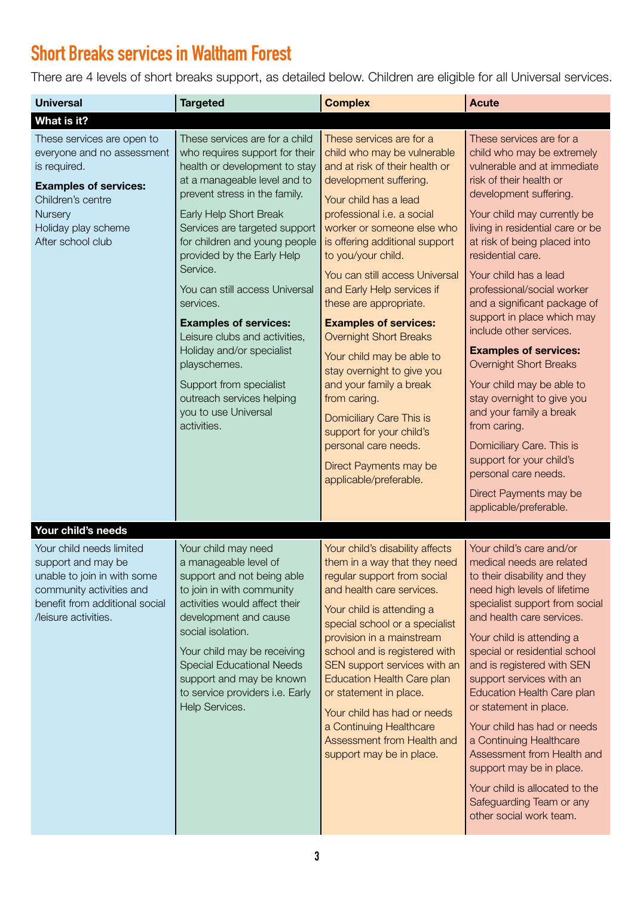## Short Breaks services in Waltham Forest

There are 4 levels of short breaks support, as detailed below. Children are eligible for all Universal services.

| Universal | Targeted | Complex | Acute |
|---|---|---|---|
| **What is it?** | | | |
| These services are open to everyone and no assessment is required.<br><br>**Examples of services:**<br>Children's centre<br>Nursery<br>Holiday play scheme<br>After school club | These services are for a child who requires support for their health or development to stay at a manageable level and to prevent stress in the family.<br><br>Early Help Short Break Services are targeted support for children and young people provided by the Early Help Service.<br><br>You can still access Universal services.<br><br>**Examples of services:**<br>Leisure clubs and activities, Holiday and/or specialist playschemes.<br><br>Support from specialist outreach services helping you to use Universal activities. | These services are for a child who may be vulnerable and at risk of their health or development suffering.<br><br>Your child has a lead professional i.e. a social worker or someone else who is offering additional support to you/your child.<br><br>You can still access Universal and Early Help services if these are appropriate.<br><br>**Examples of services:**<br>Overnight Short Breaks<br><br>Your child may be able to stay overnight to give you and your family a break from caring.<br><br>Domiciliary Care This is support for your child's personal care needs.<br><br>Direct Payments may be applicable/preferable. | These services are for a child who may be extremely vulnerable and at immediate risk of their health or development suffering.<br><br>Your child may currently be living in residential care or be at risk of being placed into residential care.<br><br>Your child has a lead professional/social worker and a significant package of support in place which may include other services.<br><br>**Examples of services:**<br>Overnight Short Breaks<br><br>Your child may be able to stay overnight to give you and your family a break from caring.<br><br>Domiciliary Care. This is support for your child's personal care needs.<br><br>Direct Payments may be applicable/preferable. |
| **Your child's needs** | | | |
| Your child needs limited support and may be unable to join in with some community activities and benefit from additional social /leisure activities. | Your child may need a manageable level of support and not being able to join in with community activities would affect their development and cause social isolation.<br><br>Your child may be receiving Special Educational Needs support and may be known to service providers i.e. Early Help Services. | Your child's disability affects them in a way that they need regular support from social and health care services.<br><br>Your child is attending a special school or a specialist provision in a mainstream school and is registered with SEN support services with an Education Health Care plan or statement in place.<br><br>Your child has had or needs a Continuing Healthcare Assessment from Health and support may be in place. | Your child's care and/or medical needs are related to their disability and they need high levels of lifetime specialist support from social and health care services.<br><br>Your child is attending a special or residential school and is registered with SEN support services with an Education Health Care plan or statement in place.<br><br>Your child has had or needs a Continuing Healthcare Assessment from Health and support may be in place.<br><br>Your child is allocated to the Safeguarding Team or any other social work team. |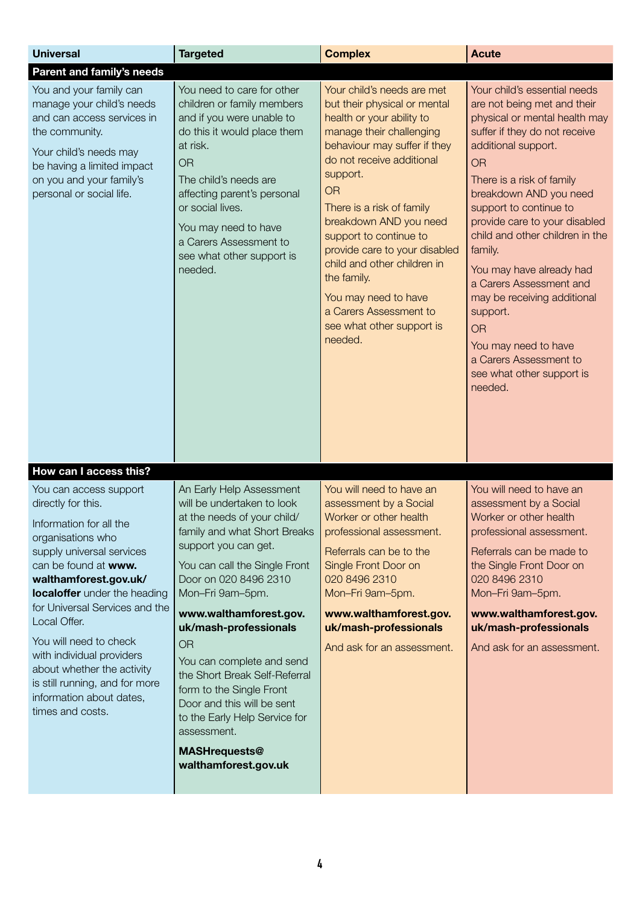| Universal | Targeted | Complex | Acute |
|---|---|---|---|
| **Parent and family's needs** | | | |
| You and your family can manage your child's needs and can access services in the community.<br><br>Your child's needs may be having a limited impact on you and your family's personal or social life. | You need to care for other children or family members and if you were unable to do this it would place them at risk.<br><br>OR<br><br>The child's needs are affecting parent's personal or social lives.<br><br>You may need to have a Carers Assessment to see what other support is needed. | Your child's needs are met but their physical or mental health or your ability to manage their challenging behaviour may suffer if they do not receive additional support.<br><br>OR<br><br>There is a risk of family breakdown AND you need support to continue to provide care to your disabled child and other children in the family.<br><br>You may need to have a Carers Assessment to see what other support is needed. | Your child's essential needs are not being met and their physical or mental health may suffer if they do not receive additional support.<br><br>OR<br><br>There is a risk of family breakdown AND you need support to continue to provide care to your disabled child and other children in the family.<br><br>You may have already had a Carers Assessment and may be receiving additional support.<br><br>OR<br><br>You may need to have a Carers Assessment to see what other support is needed. |
| **How can I access this?** | | | |
| You can access support directly for this.<br><br>Information for all the organisations who supply universal services can be found at **www.walthamforest.gov.uk/localoffer** under the heading for Universal Services and the Local Offer.<br><br>You will need to check with individual providers about whether the activity is still running, and for more information about dates, times and costs. | An Early Help Assessment will be undertaken to look at the needs of your child/family and what Short Breaks support you can get.<br><br>You can call the Single Front Door on 020 8496 2310 Mon–Fri 9am–5pm.<br><br>**www.walthamforest.gov.uk/mash-professionals**<br><br>OR<br><br>You can complete and send the Short Break Self-Referral form to the Single Front Door and this will be sent to the Early Help Service for assessment.<br><br>**MASHrequests@walthamforest.gov.uk** | You will need to have an assessment by a Social Worker or other health professional assessment.<br><br>Referrals can be to the Single Front Door on 020 8496 2310 Mon–Fri 9am–5pm.<br><br>**www.walthamforest.gov.uk/mash-professionals**<br><br>And ask for an assessment. | You will need to have an assessment by a Social Worker or other health professional assessment.<br><br>Referrals can be made to the Single Front Door on 020 8496 2310 Mon–Fri 9am–5pm.<br><br>**www.walthamforest.gov.uk/mash-professionals**<br><br>And ask for an assessment. |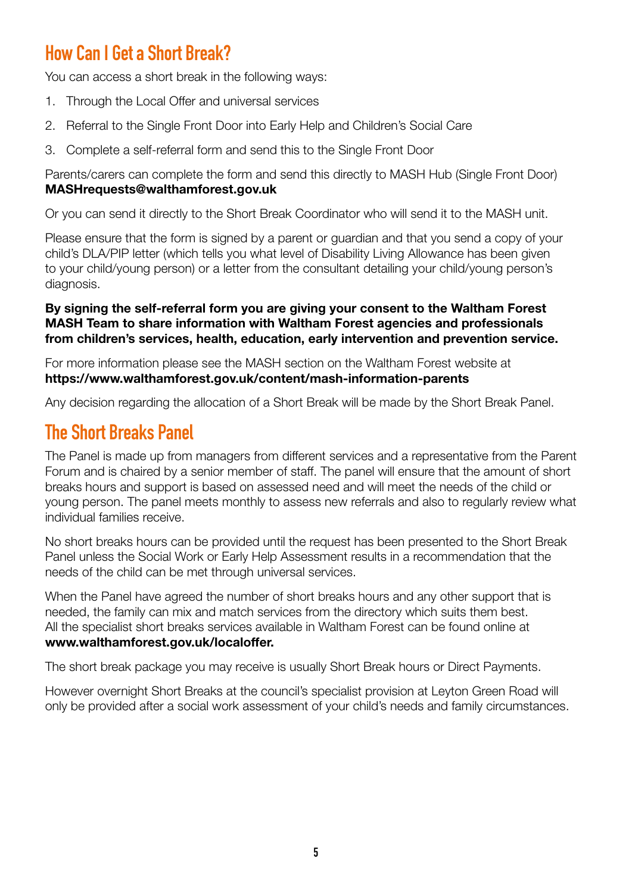## How Can I Get a Short Break?

You can access a short break in the following ways:

1. Through the Local Offer and universal services
2. Referral to the Single Front Door into Early Help and Children's Social Care
3. Complete a self-referral form and send this to the Single Front Door

Parents/carers can complete the form and send this directly to MASH Hub (Single Front Door) **MASHrequests@walthamforest.gov.uk**

Or you can send it directly to the Short Break Coordinator who will send it to the MASH unit.

Please ensure that the form is signed by a parent or guardian and that you send a copy of your child's DLA/PIP letter (which tells you what level of Disability Living Allowance has been given to your child/young person) or a letter from the consultant detailing your child/young person's diagnosis.

**By signing the self-referral form you are giving your consent to the Waltham Forest MASH Team to share information with Waltham Forest agencies and professionals from children's services, health, education, early intervention and prevention service.**

For more information please see the MASH section on the Waltham Forest website at **https://www.walthamforest.gov.uk/content/mash-information-parents**

Any decision regarding the allocation of a Short Break will be made by the Short Break Panel.

## The Short Breaks Panel

The Panel is made up from managers from different services and a representative from the Parent Forum and is chaired by a senior member of staff. The panel will ensure that the amount of short breaks hours and support is based on assessed need and will meet the needs of the child or young person. The panel meets monthly to assess new referrals and also to regularly review what individual families receive.

No short breaks hours can be provided until the request has been presented to the Short Break Panel unless the Social Work or Early Help Assessment results in a recommendation that the needs of the child can be met through universal services.

When the Panel have agreed the number of short breaks hours and any other support that is needed, the family can mix and match services from the directory which suits them best. All the specialist short breaks services available in Waltham Forest can be found online at **www.walthamforest.gov.uk/localoffer.**

The short break package you may receive is usually Short Break hours or Direct Payments.

However overnight Short Breaks at the council's specialist provision at Leyton Green Road will only be provided after a social work assessment of your child's needs and family circumstances.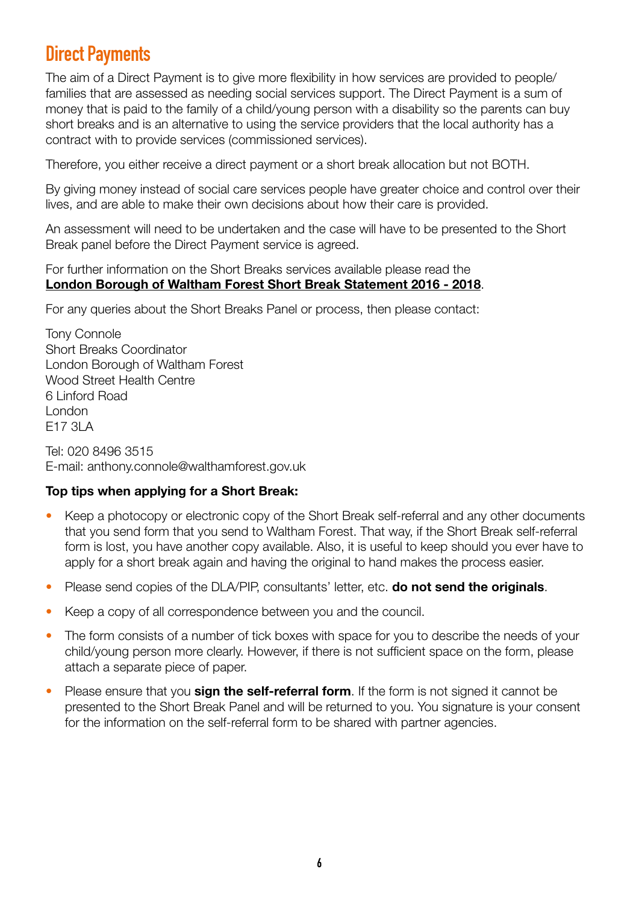# Direct Payments

The aim of a Direct Payment is to give more flexibility in how services are provided to people/families that are assessed as needing social services support. The Direct Payment is a sum of money that is paid to the family of a child/young person with a disability so the parents can buy short breaks and is an alternative to using the service providers that the local authority has a contract with to provide services (commissioned services).

Therefore, you either receive a direct payment or a short break allocation but not BOTH.

By giving money instead of social care services people have greater choice and control over their lives, and are able to make their own decisions about how their care is provided.

An assessment will need to be undertaken and the case will have to be presented to the Short Break panel before the Direct Payment service is agreed.

For further information on the Short Breaks services available please read the
**London Borough of Waltham Forest Short Break Statement 2016 - 2018**.

For any queries about the Short Breaks Panel or process, then please contact:

Tony Connole
Short Breaks Coordinator
London Borough of Waltham Forest
Wood Street Health Centre
6 Linford Road
London
E17 3LA

Tel: 020 8496 3515
E-mail: anthony.connole@walthamforest.gov.uk

**Top tips when applying for a Short Break:**

- Keep a photocopy or electronic copy of the Short Break self-referral and any other documents that you send form that you send to Waltham Forest. That way, if the Short Break self-referral form is lost, you have another copy available. Also, it is useful to keep should you ever have to apply for a short break again and having the original to hand makes the process easier.
- Please send copies of the DLA/PIP, consultants' letter, etc. **do not send the originals**.
- Keep a copy of all correspondence between you and the council.
- The form consists of a number of tick boxes with space for you to describe the needs of your child/young person more clearly. However, if there is not sufficient space on the form, please attach a separate piece of paper.
- Please ensure that you **sign the self-referral form**. If the form is not signed it cannot be presented to the Short Break Panel and will be returned to you. You signature is your consent for the information on the self-referral form to be shared with partner agencies.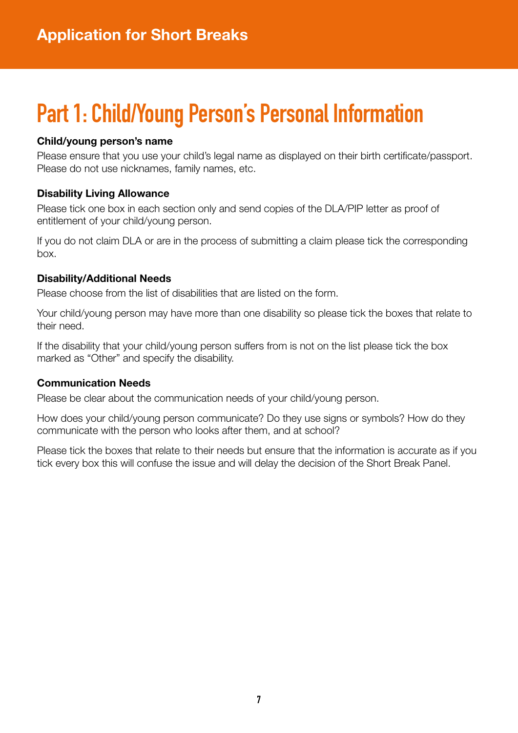# Part 1: Child/Young Person's Personal Information

**Child/young person's name**

Please ensure that you use your child's legal name as displayed on their birth certificate/passport. Please do not use nicknames, family names, etc.

**Disability Living Allowance**

Please tick one box in each section only and send copies of the DLA/PIP letter as proof of entitlement of your child/young person.

If you do not claim DLA or are in the process of submitting a claim please tick the corresponding box.

**Disability/Additional Needs**

Please choose from the list of disabilities that are listed on the form.

Your child/young person may have more than one disability so please tick the boxes that relate to their need.

If the disability that your child/young person suffers from is not on the list please tick the box marked as "Other" and specify the disability.

**Communication Needs**

Please be clear about the communication needs of your child/young person.

How does your child/young person communicate? Do they use signs or symbols? How do they communicate with the person who looks after them, and at school?

Please tick the boxes that relate to their needs but ensure that the information is accurate as if you tick every box this will confuse the issue and will delay the decision of the Short Break Panel.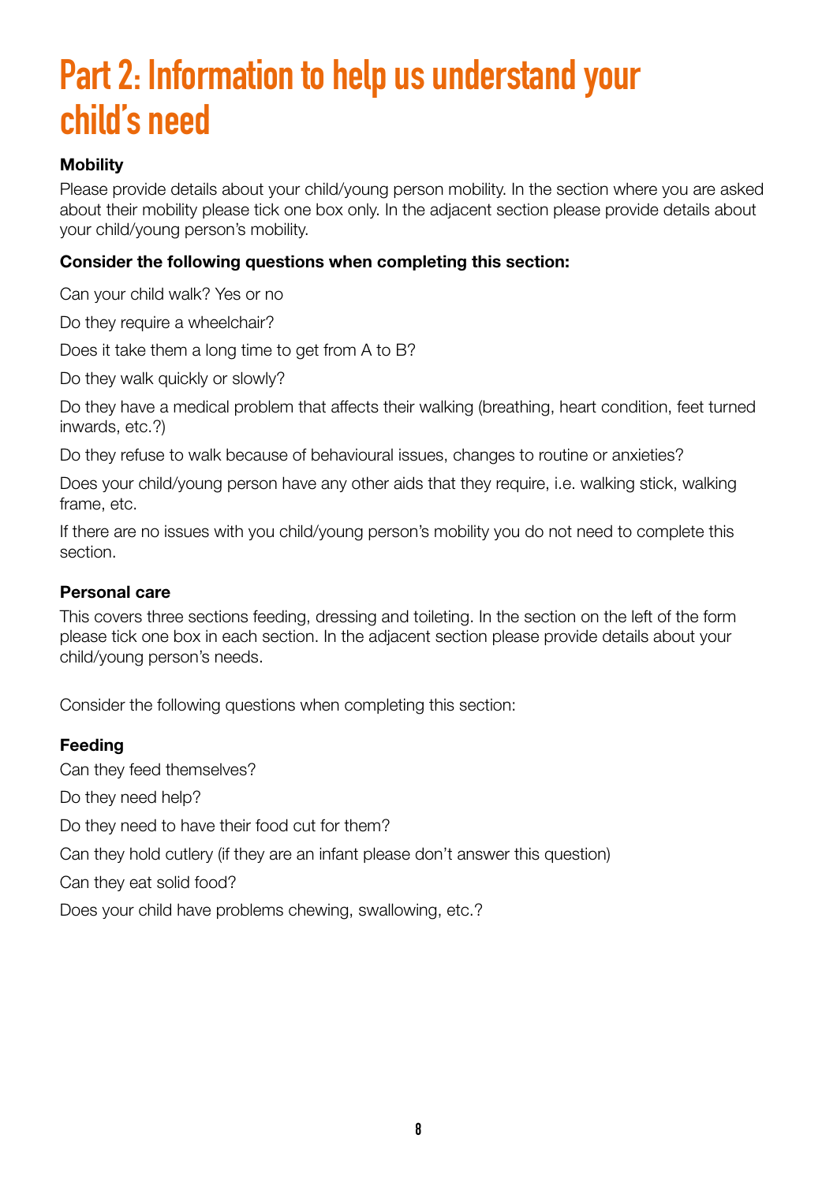# Part 2: Information to help us understand your child's need

**Mobility**

Please provide details about your child/young person mobility. In the section where you are asked about their mobility please tick one box only. In the adjacent section please provide details about your child/young person's mobility.

**Consider the following questions when completing this section:**

Can your child walk? Yes or no

Do they require a wheelchair?

Does it take them a long time to get from A to B?

Do they walk quickly or slowly?

Do they have a medical problem that affects their walking (breathing, heart condition, feet turned inwards, etc.?)

Do they refuse to walk because of behavioural issues, changes to routine or anxieties?

Does your child/young person have any other aids that they require, i.e. walking stick, walking frame, etc.

If there are no issues with you child/young person's mobility you do not need to complete this section.

**Personal care**

This covers three sections feeding, dressing and toileting. In the section on the left of the form please tick one box in each section. In the adjacent section please provide details about your child/young person's needs.

Consider the following questions when completing this section:

**Feeding**

Can they feed themselves?

Do they need help?

Do they need to have their food cut for them?

Can they hold cutlery (if they are an infant please don't answer this question)

Can they eat solid food?

Does your child have problems chewing, swallowing, etc.?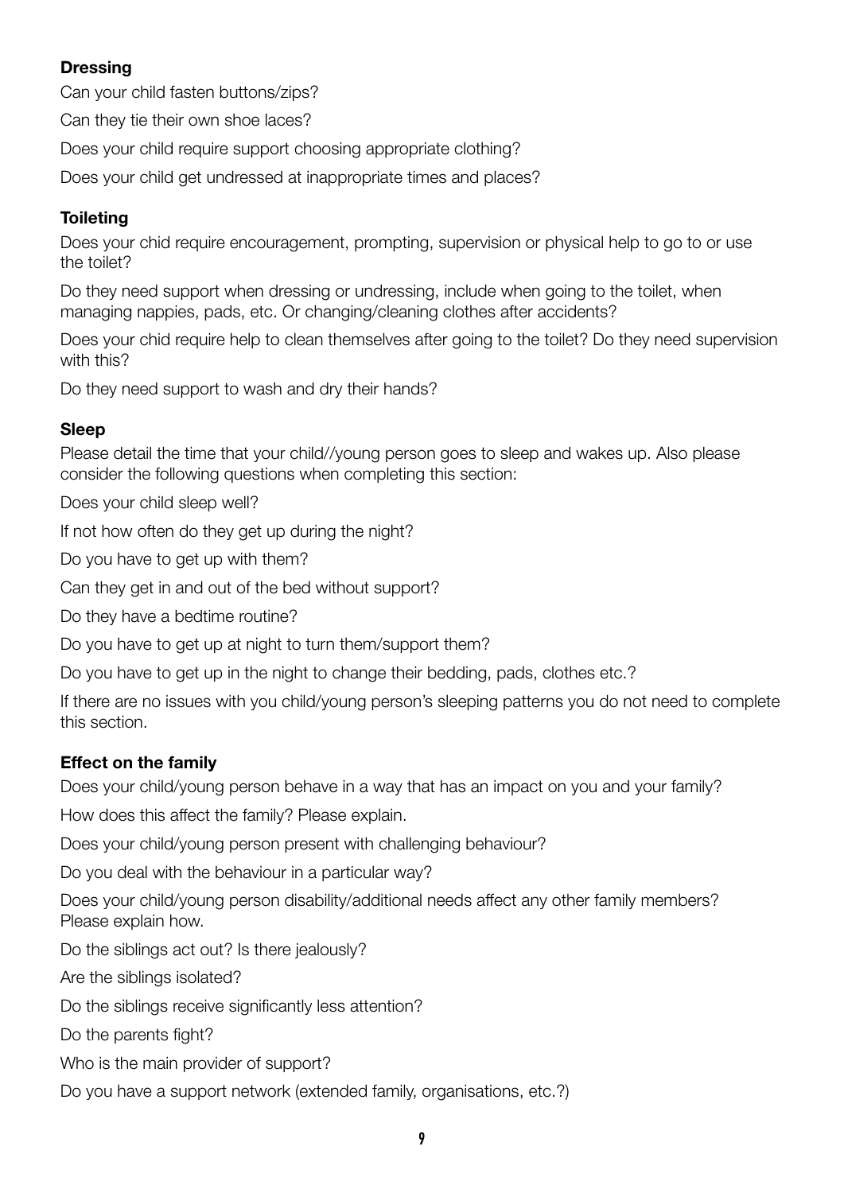**Dressing**

Can your child fasten buttons/zips?

Can they tie their own shoe laces?

Does your child require support choosing appropriate clothing?

Does your child get undressed at inappropriate times and places?

**Toileting**

Does your chid require encouragement, prompting, supervision or physical help to go to or use the toilet?

Do they need support when dressing or undressing, include when going to the toilet, when managing nappies, pads, etc. Or changing/cleaning clothes after accidents?

Does your chid require help to clean themselves after going to the toilet? Do they need supervision with this?

Do they need support to wash and dry their hands?

**Sleep**

Please detail the time that your child//young person goes to sleep and wakes up. Also please consider the following questions when completing this section:

Does your child sleep well?

If not how often do they get up during the night?

Do you have to get up with them?

Can they get in and out of the bed without support?

Do they have a bedtime routine?

Do you have to get up at night to turn them/support them?

Do you have to get up in the night to change their bedding, pads, clothes etc.?

If there are no issues with you child/young person's sleeping patterns you do not need to complete this section.

**Effect on the family**

Does your child/young person behave in a way that has an impact on you and your family?

How does this affect the family? Please explain.

Does your child/young person present with challenging behaviour?

Do you deal with the behaviour in a particular way?

Does your child/young person disability/additional needs affect any other family members? Please explain how.

Do the siblings act out? Is there jealously?

Are the siblings isolated?

Do the siblings receive significantly less attention?

Do the parents fight?

Who is the main provider of support?

Do you have a support network (extended family, organisations, etc.?)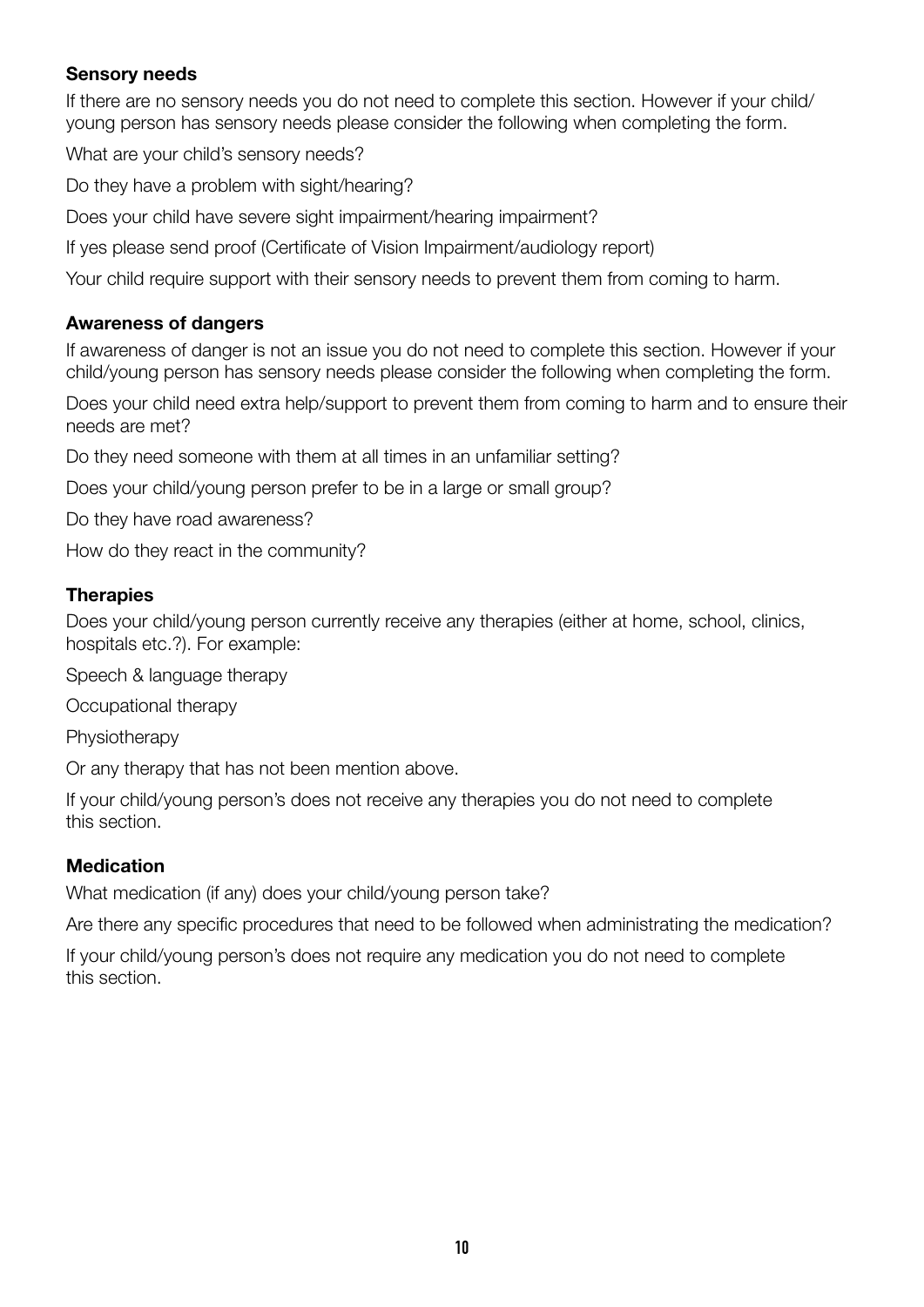**Sensory needs**

If there are no sensory needs you do not need to complete this section. However if your child/ young person has sensory needs please consider the following when completing the form.

What are your child's sensory needs?

Do they have a problem with sight/hearing?

Does your child have severe sight impairment/hearing impairment?

If yes please send proof (Certificate of Vision Impairment/audiology report)

Your child require support with their sensory needs to prevent them from coming to harm.

**Awareness of dangers**

If awareness of danger is not an issue you do not need to complete this section. However if your child/young person has sensory needs please consider the following when completing the form.

Does your child need extra help/support to prevent them from coming to harm and to ensure their needs are met?

Do they need someone with them at all times in an unfamiliar setting?

Does your child/young person prefer to be in a large or small group?

Do they have road awareness?

How do they react in the community?

**Therapies**

Does your child/young person currently receive any therapies (either at home, school, clinics, hospitals etc.?). For example:

Speech & language therapy

Occupational therapy

Physiotherapy

Or any therapy that has not been mention above.

If your child/young person's does not receive any therapies you do not need to complete this section.

**Medication**

What medication (if any) does your child/young person take?

Are there any specific procedures that need to be followed when administrating the medication?

If your child/young person's does not require any medication you do not need to complete this section.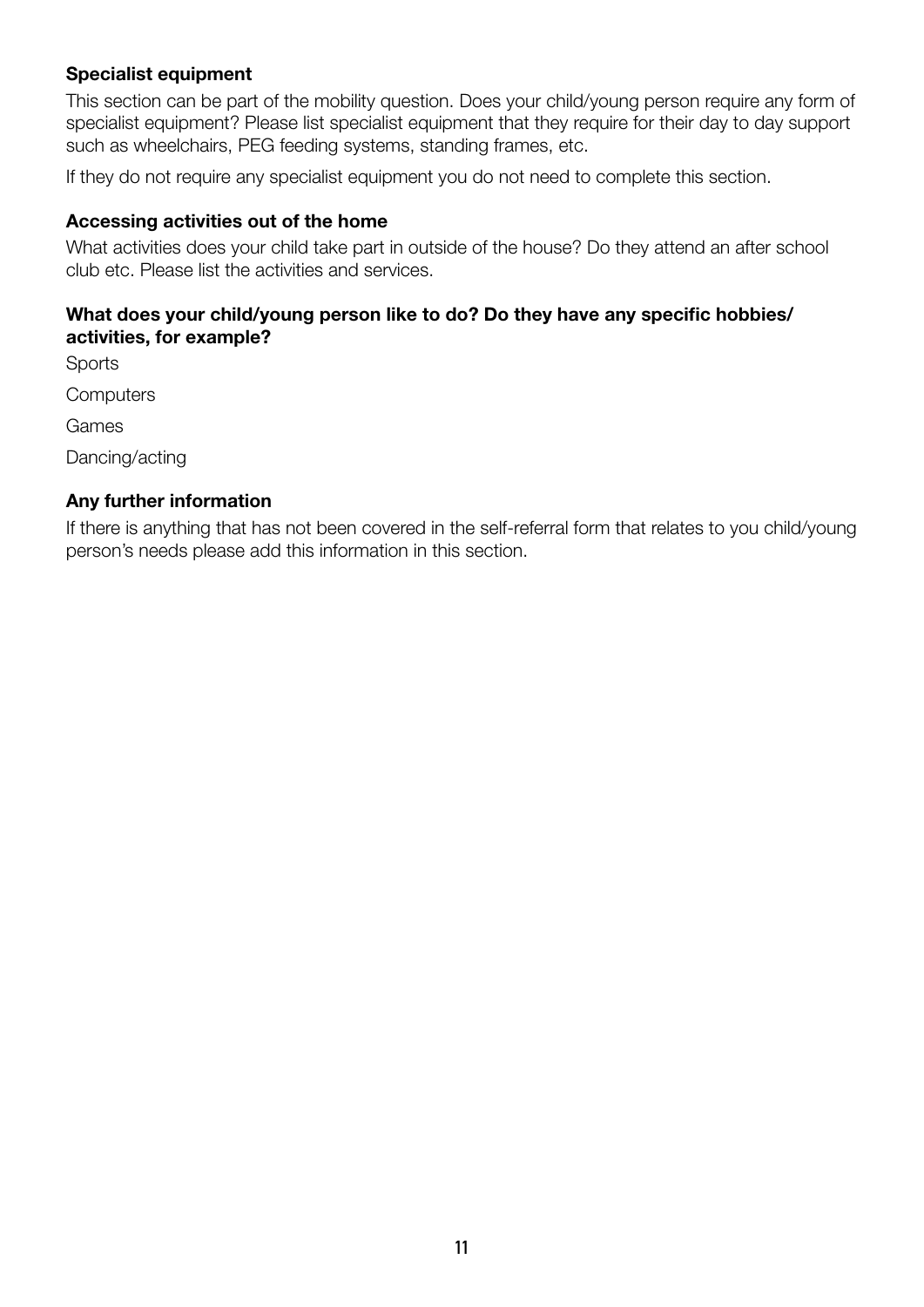### Specialist equipment

This section can be part of the mobility question. Does your child/young person require any form of specialist equipment? Please list specialist equipment that they require for their day to day support such as wheelchairs, PEG feeding systems, standing frames, etc.

If they do not require any specialist equipment you do not need to complete this section.

### Accessing activities out of the home

What activities does your child take part in outside of the house? Do they attend an after school club etc. Please list the activities and services.

### What does your child/young person like to do? Do they have any specific hobbies/ activities, for example?

Sports

Computers

Games

Dancing/acting

### Any further information

If there is anything that has not been covered in the self-referral form that relates to you child/young person's needs please add this information in this section.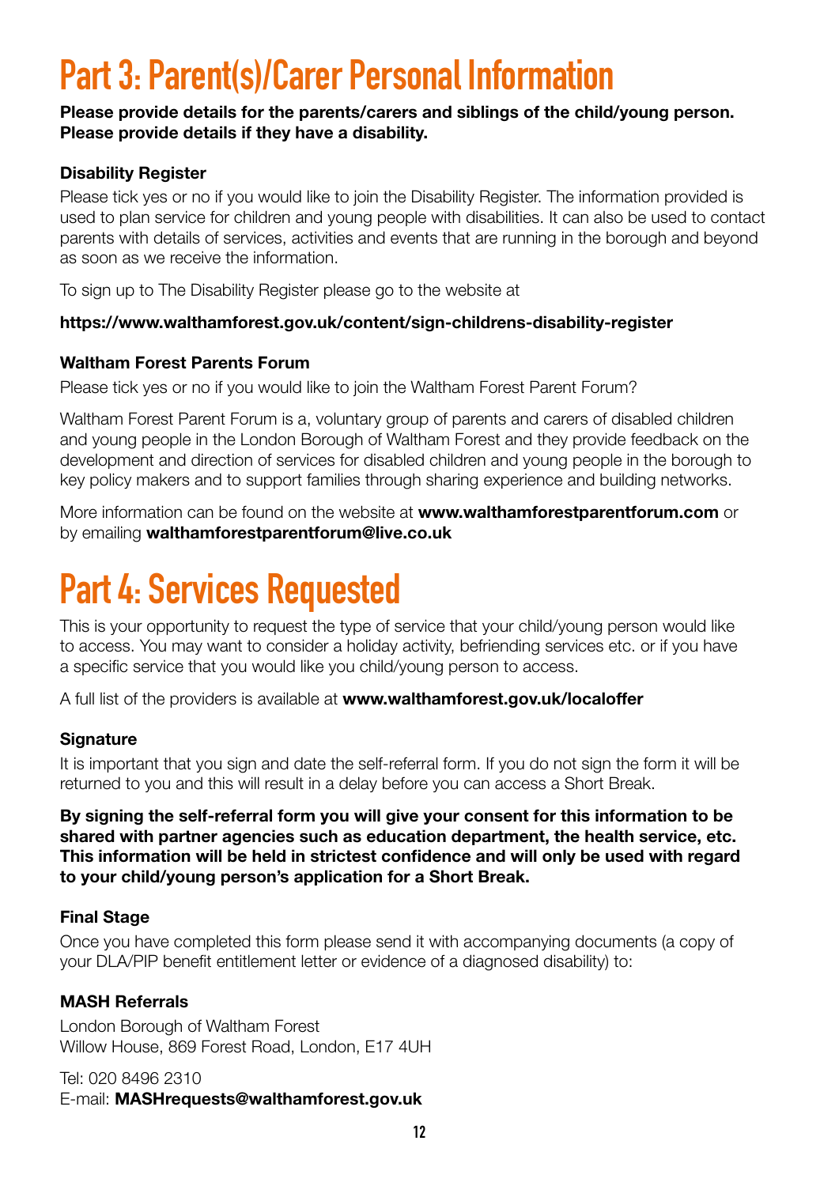# Part 3: Parent(s)/Carer Personal Information

**Please provide details for the parents/carers and siblings of the child/young person. Please provide details if they have a disability.**

### Disability Register

Please tick yes or no if you would like to join the Disability Register. The information provided is used to plan service for children and young people with disabilities. It can also be used to contact parents with details of services, activities and events that are running in the borough and beyond as soon as we receive the information.

To sign up to The Disability Register please go to the website at

**https://www.walthamforest.gov.uk/content/sign-childrens-disability-register**

### Waltham Forest Parents Forum

Please tick yes or no if you would like to join the Waltham Forest Parent Forum?

Waltham Forest Parent Forum is a, voluntary group of parents and carers of disabled children and young people in the London Borough of Waltham Forest and they provide feedback on the development and direction of services for disabled children and young people in the borough to key policy makers and to support families through sharing experience and building networks.

More information can be found on the website at **www.walthamforestparentforum.com** or by emailing **walthamforestparentforum@live.co.uk**

# Part 4: Services Requested

This is your opportunity to request the type of service that your child/young person would like to access. You may want to consider a holiday activity, befriending services etc. or if you have a specific service that you would like you child/young person to access.

A full list of the providers is available at **www.walthamforest.gov.uk/localoffer**

### Signature

It is important that you sign and date the self-referral form. If you do not sign the form it will be returned to you and this will result in a delay before you can access a Short Break.

**By signing the self-referral form you will give your consent for this information to be shared with partner agencies such as education department, the health service, etc. This information will be held in strictest confidence and will only be used with regard to your child/young person's application for a Short Break.**

### Final Stage

Once you have completed this form please send it with accompanying documents (a copy of your DLA/PIP benefit entitlement letter or evidence of a diagnosed disability) to:

### MASH Referrals

London Borough of Waltham Forest
Willow House, 869 Forest Road, London, E17 4UH

Tel: 020 8496 2310
E-mail: **MASHrequests@walthamforest.gov.uk**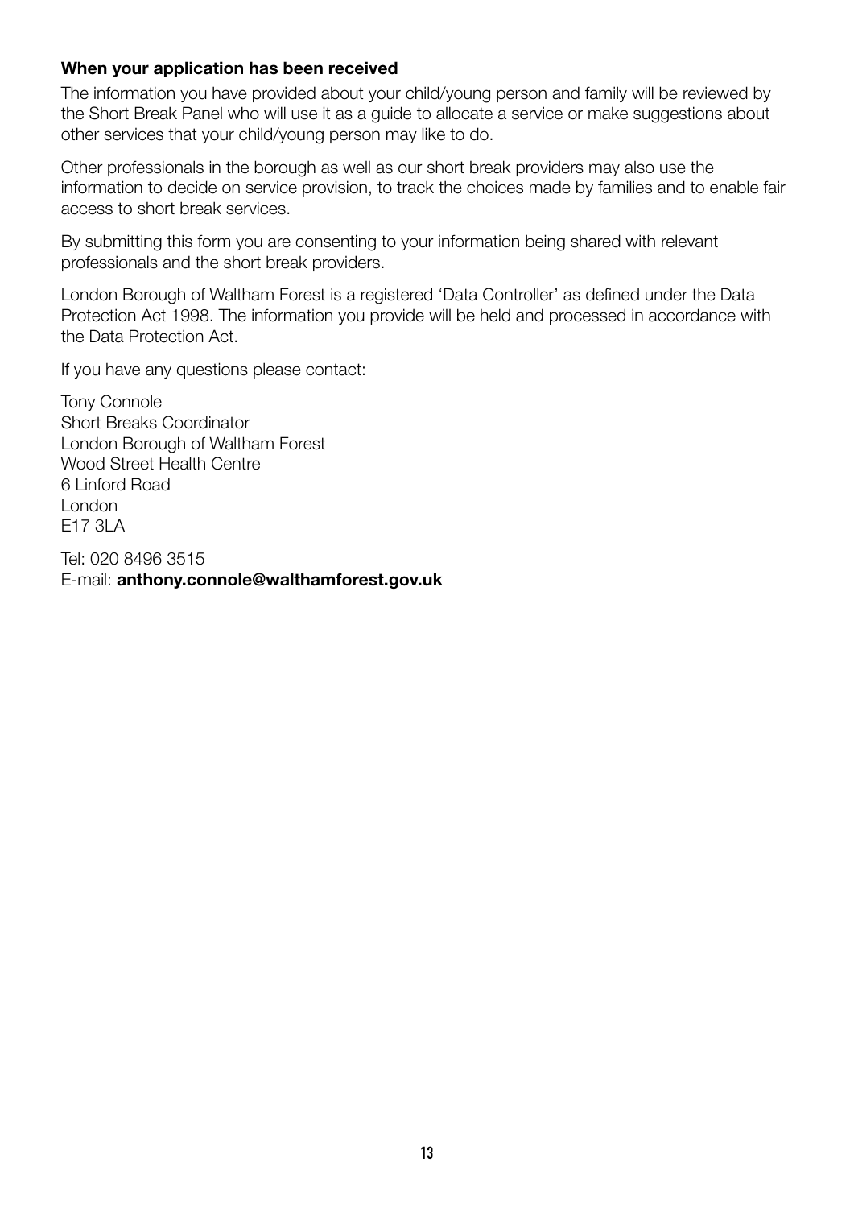**When your application has been received**

The information you have provided about your child/young person and family will be reviewed by the Short Break Panel who will use it as a guide to allocate a service or make suggestions about other services that your child/young person may like to do.

Other professionals in the borough as well as our short break providers may also use the information to decide on service provision, to track the choices made by families and to enable fair access to short break services.

By submitting this form you are consenting to your information being shared with relevant professionals and the short break providers.

London Borough of Waltham Forest is a registered 'Data Controller' as defined under the Data Protection Act 1998. The information you provide will be held and processed in accordance with the Data Protection Act.

If you have any questions please contact:

Tony Connole  
Short Breaks Coordinator  
London Borough of Waltham Forest  
Wood Street Health Centre  
6 Linford Road  
London  
E17 3LA

Tel: 020 8496 3515  
E-mail: **anthony.connole@walthamforest.gov.uk**